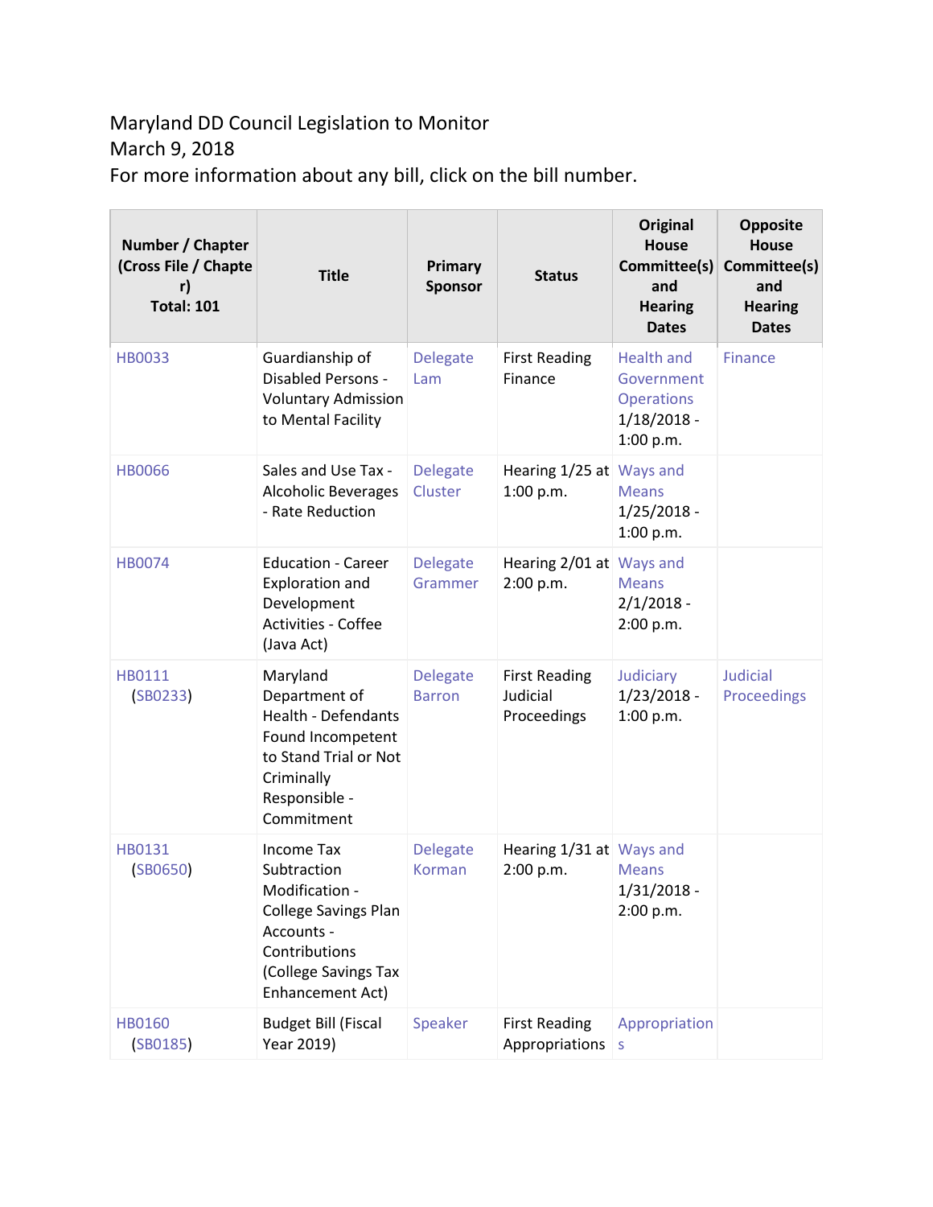Maryland DD Council Legislation to Monitor
March 9, 2018
For more information about any bill, click on the bill number.

| Number / Chapter (Cross File / Chapter) Total: 101 | Title | Primary Sponsor | Status | Original House Committee(s) and Hearing Dates | Opposite House Committee(s) and Hearing Dates |
|---|---|---|---|---|---|
| HB0033 | Guardianship of Disabled Persons - Voluntary Admission to Mental Facility | Delegate Lam | First Reading Finance | Health and Government Operations 1/18/2018 - 1:00 p.m. | Finance |
| HB0066 | Sales and Use Tax - Alcoholic Beverages - Rate Reduction | Delegate Cluster | Hearing 1/25 at 1:00 p.m. | Ways and Means 1/25/2018 - 1:00 p.m. | |
| HB0074 | Education - Career Exploration and Development Activities - Coffee (Java Act) | Delegate Grammer | Hearing 2/01 at 2:00 p.m. | Ways and Means 2/1/2018 - 2:00 p.m. | |
| HB0111 (SB0233) | Maryland Department of Health - Defendants Found Incompetent to Stand Trial or Not Criminally Responsible - Commitment | Delegate Barron | First Reading Judicial Proceedings | Judiciary 1/23/2018 - 1:00 p.m. | Judicial Proceedings |
| HB0131 (SB0650) | Income Tax Subtraction Modification - College Savings Plan Accounts - Contributions (College Savings Tax Enhancement Act) | Delegate Korman | Hearing 1/31 at 2:00 p.m. | Ways and Means 1/31/2018 - 2:00 p.m. | |
| HB0160 (SB0185) | Budget Bill (Fiscal Year 2019) | Speaker | First Reading Appropriations | Appropriations | |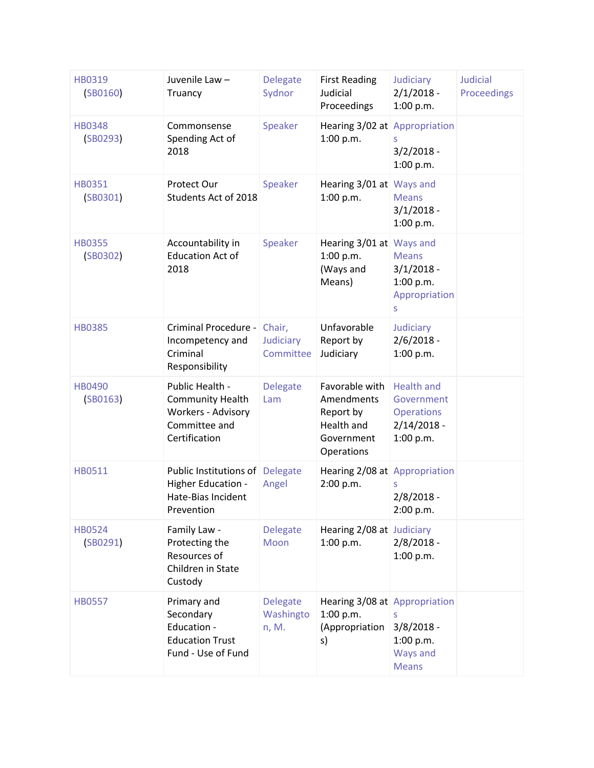| | | | | | |
|---|---|---|---|---|---|
| HB0319 (SB0160) | Juvenile Law – Truancy | Delegate Sydnor | First Reading Judicial Proceedings | Judiciary 2/1/2018 - 1:00 p.m. | Judicial Proceedings |
| HB0348 (SB0293) | Commonsense Spending Act of 2018 | Speaker | Hearing 3/02 at 1:00 p.m. | Appropriations 3/2/2018 - 1:00 p.m. | |
| HB0351 (SB0301) | Protect Our Students Act of 2018 | Speaker | Hearing 3/01 at 1:00 p.m. | Ways and Means 3/1/2018 - 1:00 p.m. | |
| HB0355 (SB0302) | Accountability in Education Act of 2018 | Speaker | Hearing 3/01 at 1:00 p.m. (Ways and Means) | Ways and Means 3/1/2018 - 1:00 p.m. Appropriations | |
| HB0385 | Criminal Procedure - Incompetency and Criminal Responsibility | Chair, Judiciary Committee | Unfavorable Report by Judiciary | Judiciary 2/6/2018 - 1:00 p.m. | |
| HB0490 (SB0163) | Public Health - Community Health Workers - Advisory Committee and Certification | Delegate Lam | Favorable with Amendments Report by Health and Government Operations | Health and Government Operations 2/14/2018 - 1:00 p.m. | |
| HB0511 | Public Institutions of Higher Education - Hate-Bias Incident Prevention | Delegate Angel | Hearing 2/08 at 2:00 p.m. | Appropriations 2/8/2018 - 2:00 p.m. | |
| HB0524 (SB0291) | Family Law - Protecting the Resources of Children in State Custody | Delegate Moon | Hearing 2/08 at 1:00 p.m. | Judiciary 2/8/2018 - 1:00 p.m. | |
| HB0557 | Primary and Secondary Education - Education Trust Fund - Use of Fund | Delegate Washington, M. | Hearing 3/08 at 1:00 p.m. (Appropriations) | Appropriations 3/8/2018 - 1:00 p.m. Ways and Means | |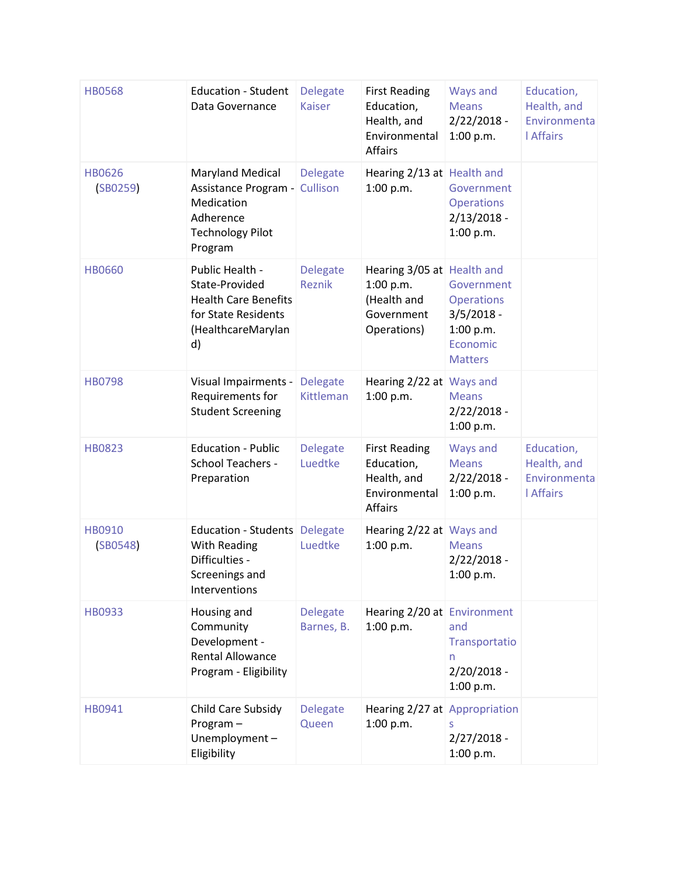| HB0568 | Education - Student Data Governance | Delegate Kaiser | First Reading Education, Health, and Environmental Affairs | Ways and Means 2/22/2018 - 1:00 p.m. | Education, Health, and Environmental Affairs |
|---|---|---|---|---|---|
| HB0626 (SB0259) | Maryland Medical Assistance Program - Medication Adherence Technology Pilot Program | Delegate Cullison | Hearing 2/13 at 1:00 p.m. | Health and Government Operations 2/13/2018 - 1:00 p.m. | |
| HB0660 | Public Health - State-Provided Health Care Benefits for State Residents (HealthcareMaryland) | Delegate Reznik | Hearing 3/05 at 1:00 p.m. (Health and Government Operations) | Health and Government Operations 3/5/2018 - 1:00 p.m. Economic Matters | |
| HB0798 | Visual Impairments - Requirements for Student Screening | Delegate Kittleman | Hearing 2/22 at 1:00 p.m. | Ways and Means 2/22/2018 - 1:00 p.m. | |
| HB0823 | Education - Public School Teachers - Preparation | Delegate Luedtke | First Reading Education, Health, and Environmental Affairs | Ways and Means 2/22/2018 - 1:00 p.m. | Education, Health, and Environmental Affairs |
| HB0910 (SB0548) | Education - Students With Reading Difficulties - Screenings and Interventions | Delegate Luedtke | Hearing 2/22 at 1:00 p.m. | Ways and Means 2/22/2018 - 1:00 p.m. | |
| HB0933 | Housing and Community Development - Rental Allowance Program - Eligibility | Delegate Barnes, B. | Hearing 2/20 at 1:00 p.m. | Environment and Transportation 2/20/2018 - 1:00 p.m. | |
| HB0941 | Child Care Subsidy Program – Unemployment – Eligibility | Delegate Queen | Hearing 2/27 at 1:00 p.m. | Appropriations 2/27/2018 - 1:00 p.m. | |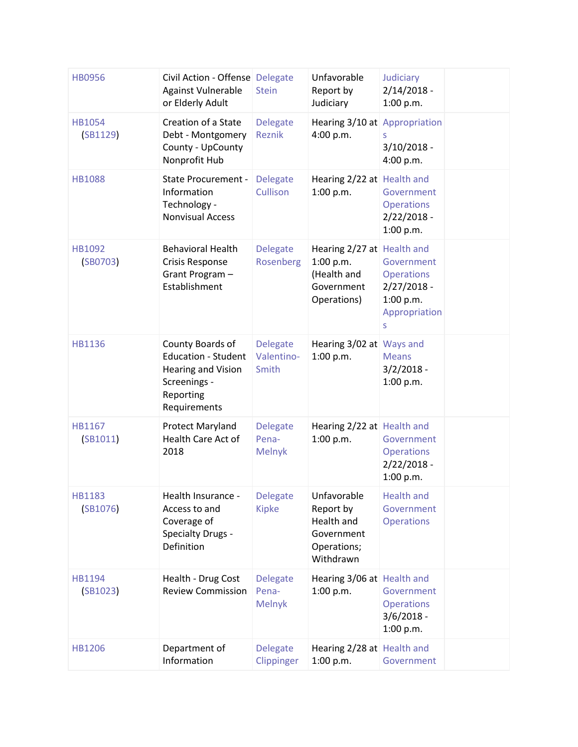| HB0956 | Civil Action - Offense Against Vulnerable or Elderly Adult | Delegate Stein | Unfavorable Report by Judiciary | Judiciary 2/14/2018 - 1:00 p.m. | |
|---|---|---|---|---|---|
| HB1054 (SB1129) | Creation of a State Debt - Montgomery County - UpCounty Nonprofit Hub | Delegate Reznik | Hearing 3/10 at 4:00 p.m. | Appropriations 3/10/2018 - 4:00 p.m. | |
| HB1088 | State Procurement - Information Technology - Nonvisual Access | Delegate Cullison | Hearing 2/22 at 1:00 p.m. | Health and Government Operations 2/22/2018 - 1:00 p.m. | |
| HB1092 (SB0703) | Behavioral Health Crisis Response Grant Program – Establishment | Delegate Rosenberg | Hearing 2/27 at 1:00 p.m. (Health and Government Operations) | Health and Government Operations 2/27/2018 - 1:00 p.m. Appropriations | |
| HB1136 | County Boards of Education - Student Hearing and Vision Screenings - Reporting Requirements | Delegate Valentino-Smith | Hearing 3/02 at 1:00 p.m. | Ways and Means 3/2/2018 - 1:00 p.m. | |
| HB1167 (SB1011) | Protect Maryland Health Care Act of 2018 | Delegate Pena-Melnyk | Hearing 2/22 at 1:00 p.m. | Health and Government Operations 2/22/2018 - 1:00 p.m. | |
| HB1183 (SB1076) | Health Insurance - Access to and Coverage of Specialty Drugs - Definition | Delegate Kipke | Unfavorable Report by Health and Government Operations; Withdrawn | Health and Government Operations | |
| HB1194 (SB1023) | Health - Drug Cost Review Commission | Delegate Pena-Melnyk | Hearing 3/06 at 1:00 p.m. | Health and Government Operations 3/6/2018 - 1:00 p.m. | |
| HB1206 | Department of Information | Delegate Clippinger | Hearing 2/28 at 1:00 p.m. | Health and Government | |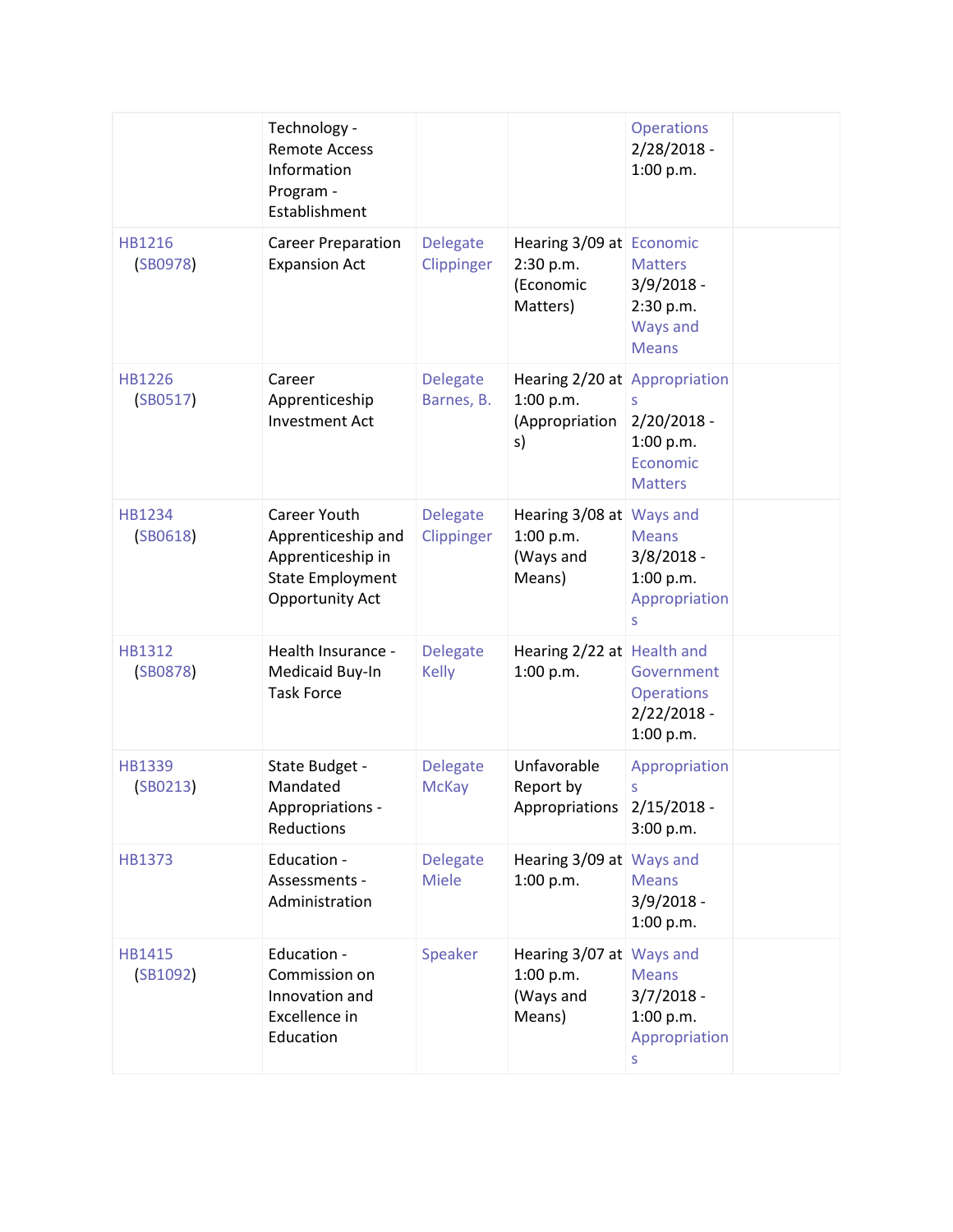| | | | | | |
|---|---|---|---|---|---|
| | Technology - Remote Access Information Program - Establishment | | | Operations 2/28/2018 - 1:00 p.m. | |
| HB1216 (SB0978) | Career Preparation Expansion Act | Delegate Clippinger | Hearing 3/09 at 2:30 p.m. (Economic Matters) | Economic Matters 3/9/2018 - 2:30 p.m. Ways and Means | |
| HB1226 (SB0517) | Career Apprenticeship Investment Act | Delegate Barnes, B. | Hearing 2/20 at 1:00 p.m. (Appropriations) | Appropriations 2/20/2018 - 1:00 p.m. Economic Matters | |
| HB1234 (SB0618) | Career Youth Apprenticeship and Apprenticeship in State Employment Opportunity Act | Delegate Clippinger | Hearing 3/08 at 1:00 p.m. (Ways and Means) | Ways and Means 3/8/2018 - 1:00 p.m. Appropriations | |
| HB1312 (SB0878) | Health Insurance - Medicaid Buy-In Task Force | Delegate Kelly | Hearing 2/22 at 1:00 p.m. | Health and Government Operations 2/22/2018 - 1:00 p.m. | |
| HB1339 (SB0213) | State Budget - Mandated Appropriations - Reductions | Delegate McKay | Unfavorable Report by Appropriations | Appropriations 2/15/2018 - 3:00 p.m. | |
| HB1373 | Education - Assessments - Administration | Delegate Miele | Hearing 3/09 at 1:00 p.m. | Ways and Means 3/9/2018 - 1:00 p.m. | |
| HB1415 (SB1092) | Education - Commission on Innovation and Excellence in Education | Speaker | Hearing 3/07 at 1:00 p.m. (Ways and Means) | Ways and Means 3/7/2018 - 1:00 p.m. Appropriations | |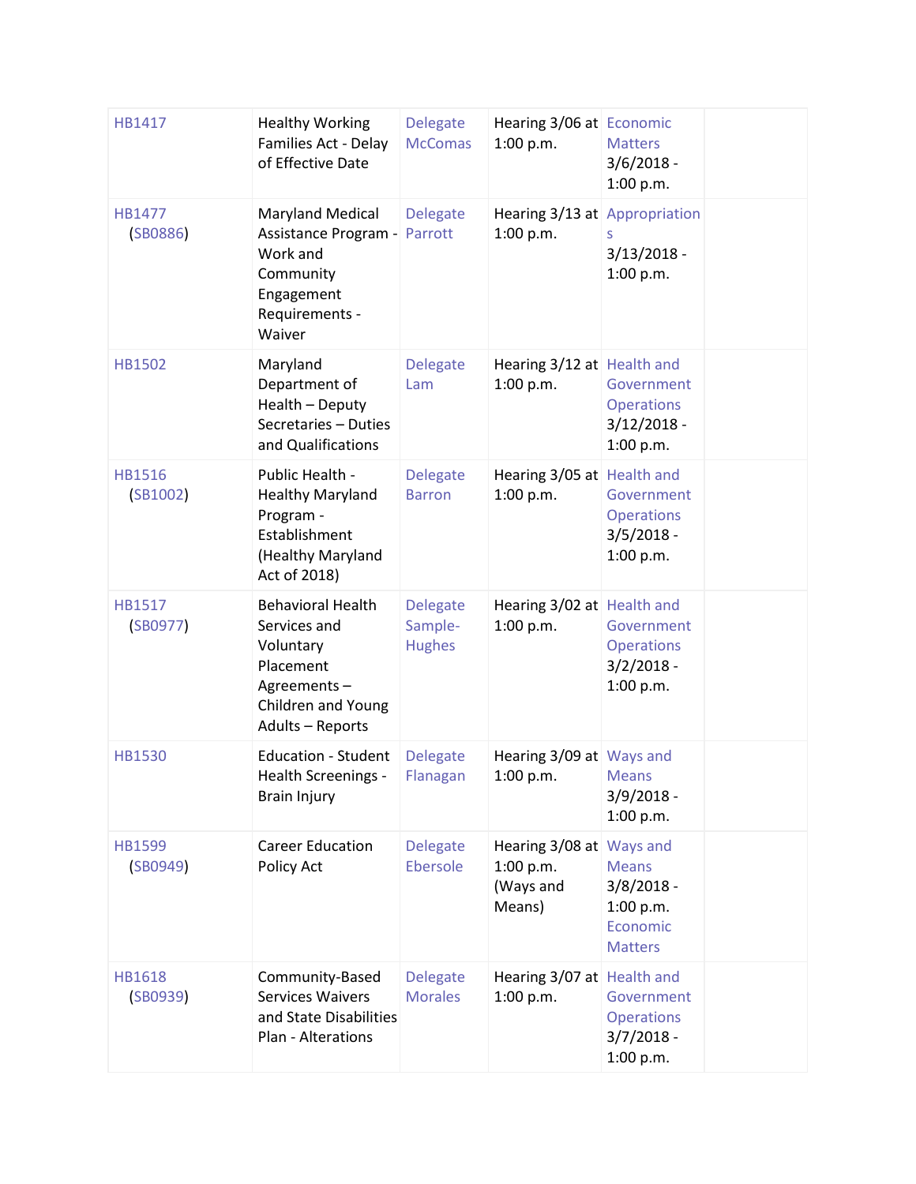| | | | | | |
|---|---|---|---|---|---|
| HB1417 | Healthy Working Families Act - Delay of Effective Date | Delegate McComas | Hearing 3/06 at 1:00 p.m. | Economic Matters 3/6/2018 - 1:00 p.m. | |
| HB1477 (SB0886) | Maryland Medical Assistance Program - Work and Community Engagement Requirements - Waiver | Delegate Parrott | Hearing 3/13 at 1:00 p.m. | Appropriations 3/13/2018 - 1:00 p.m. | |
| HB1502 | Maryland Department of Health – Deputy Secretaries – Duties and Qualifications | Delegate Lam | Hearing 3/12 at 1:00 p.m. | Health and Government Operations 3/12/2018 - 1:00 p.m. | |
| HB1516 (SB1002) | Public Health - Healthy Maryland Program - Establishment (Healthy Maryland Act of 2018) | Delegate Barron | Hearing 3/05 at 1:00 p.m. | Health and Government Operations 3/5/2018 - 1:00 p.m. | |
| HB1517 (SB0977) | Behavioral Health Services and Voluntary Placement Agreements – Children and Young Adults – Reports | Delegate Sample-Hughes | Hearing 3/02 at 1:00 p.m. | Health and Government Operations 3/2/2018 - 1:00 p.m. | |
| HB1530 | Education - Student Health Screenings - Brain Injury | Delegate Flanagan | Hearing 3/09 at 1:00 p.m. | Ways and Means 3/9/2018 - 1:00 p.m. | |
| HB1599 (SB0949) | Career Education Policy Act | Delegate Ebersole | Hearing 3/08 at 1:00 p.m. (Ways and Means) | Ways and Means 3/8/2018 - 1:00 p.m. Economic Matters | |
| HB1618 (SB0939) | Community-Based Services Waivers and State Disabilities Plan - Alterations | Delegate Morales | Hearing 3/07 at 1:00 p.m. | Health and Government Operations 3/7/2018 - 1:00 p.m. | |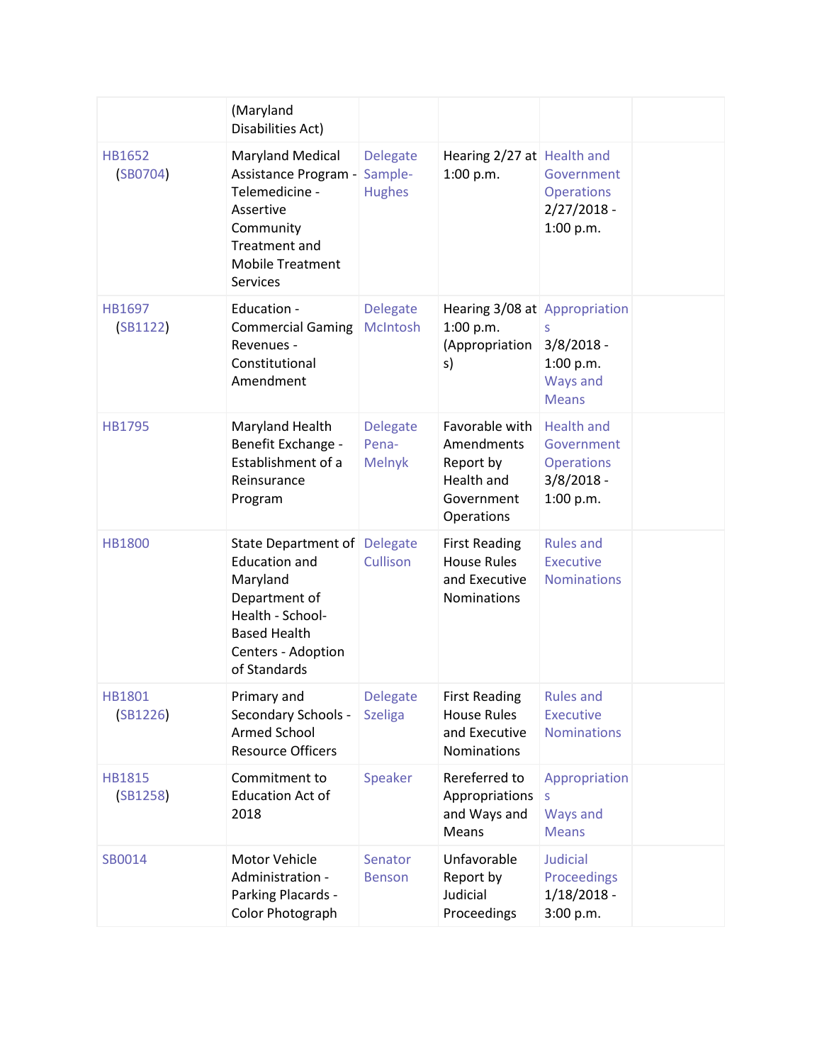| | | | | | |
|---|---|---|---|---|---|
| | (Maryland Disabilities Act) | | | | |
| HB1652 (SB0704) | Maryland Medical Assistance Program - Telemedicine - Assertive Community Treatment and Mobile Treatment Services | Delegate Sample-Hughes | Hearing 2/27 at 1:00 p.m. | Health and Government Operations 2/27/2018 - 1:00 p.m. | |
| HB1697 (SB1122) | Education - Commercial Gaming Revenues - Constitutional Amendment | Delegate McIntosh | Hearing 3/08 at 1:00 p.m. (Appropriations) | Appropriations 3/8/2018 - 1:00 p.m. Ways and Means | |
| HB1795 | Maryland Health Benefit Exchange - Establishment of a Reinsurance Program | Delegate Pena-Melnyk | Favorable with Amendments Report by Health and Government Operations | Health and Government Operations 3/8/2018 - 1:00 p.m. | |
| HB1800 | State Department of Education and Maryland Department of Health - School-Based Health Centers - Adoption of Standards | Delegate Cullison | First Reading House Rules and Executive Nominations | Rules and Executive Nominations | |
| HB1801 (SB1226) | Primary and Secondary Schools - Armed School Resource Officers | Delegate Szeliga | First Reading House Rules and Executive Nominations | Rules and Executive Nominations | |
| HB1815 (SB1258) | Commitment to Education Act of 2018 | Speaker | Rereferred to Appropriations and Ways and Means | Appropriations Ways and Means | |
| SB0014 | Motor Vehicle Administration - Parking Placards - Color Photograph | Senator Benson | Unfavorable Report by Judicial Proceedings | Judicial Proceedings 1/18/2018 - 3:00 p.m. | |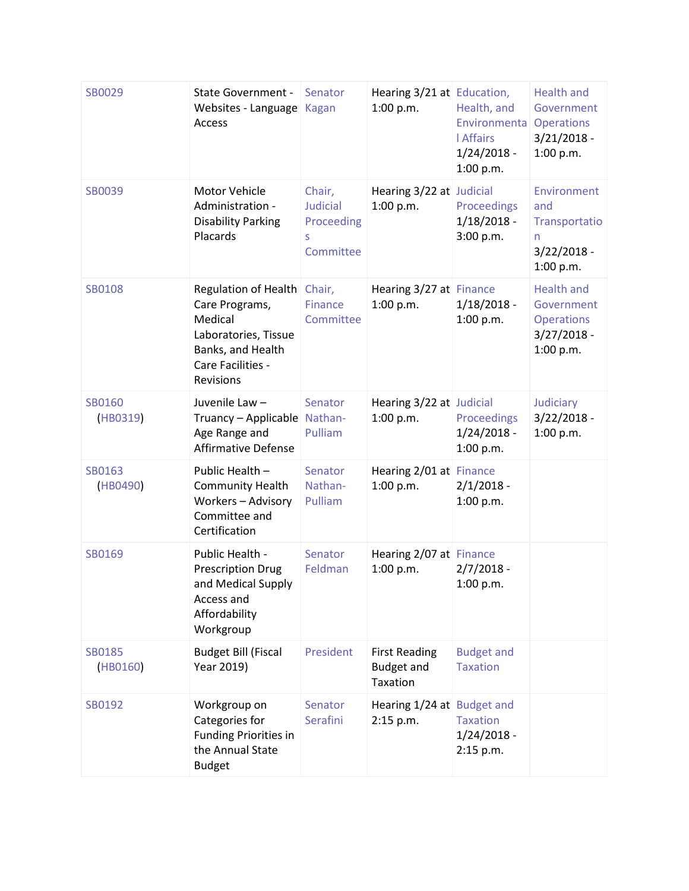| SB0029 | State Government - Websites - Language Access | Senator Kagan | Hearing 3/21 at 1:00 p.m. | Education, Health, and Environmental Affairs 1/24/2018 - 1:00 p.m. | Health and Government Operations 3/21/2018 - 1:00 p.m. |
|---|---|---|---|---|---|
| SB0039 | Motor Vehicle Administration - Disability Parking Placards | Chair, Judicial Proceedings Committee | Hearing 3/22 at 1:00 p.m. | Judicial Proceedings 1/18/2018 - 3:00 p.m. | Environment and Transportation 3/22/2018 - 1:00 p.m. |
| SB0108 | Regulation of Health Care Programs, Medical Laboratories, Tissue Banks, and Health Care Facilities - Revisions | Chair, Finance Committee | Hearing 3/27 at 1:00 p.m. | Finance 1/18/2018 - 1:00 p.m. | Health and Government Operations 3/27/2018 - 1:00 p.m. |
| SB0160 (HB0319) | Juvenile Law – Truancy – Applicable Age Range and Affirmative Defense | Senator Nathan-Pulliam | Hearing 3/22 at 1:00 p.m. | Judicial Proceedings 1/24/2018 - 1:00 p.m. | Judiciary 3/22/2018 - 1:00 p.m. |
| SB0163 (HB0490) | Public Health – Community Health Workers – Advisory Committee and Certification | Senator Nathan-Pulliam | Hearing 2/01 at 1:00 p.m. | Finance 2/1/2018 - 1:00 p.m. | |
| SB0169 | Public Health - Prescription Drug and Medical Supply Access and Affordability Workgroup | Senator Feldman | Hearing 2/07 at 1:00 p.m. | Finance 2/7/2018 - 1:00 p.m. | |
| SB0185 (HB0160) | Budget Bill (Fiscal Year 2019) | President | First Reading Budget and Taxation | Budget and Taxation | |
| SB0192 | Workgroup on Categories for Funding Priorities in the Annual State Budget | Senator Serafini | Hearing 1/24 at 2:15 p.m. | Budget and Taxation 1/24/2018 - 2:15 p.m. | |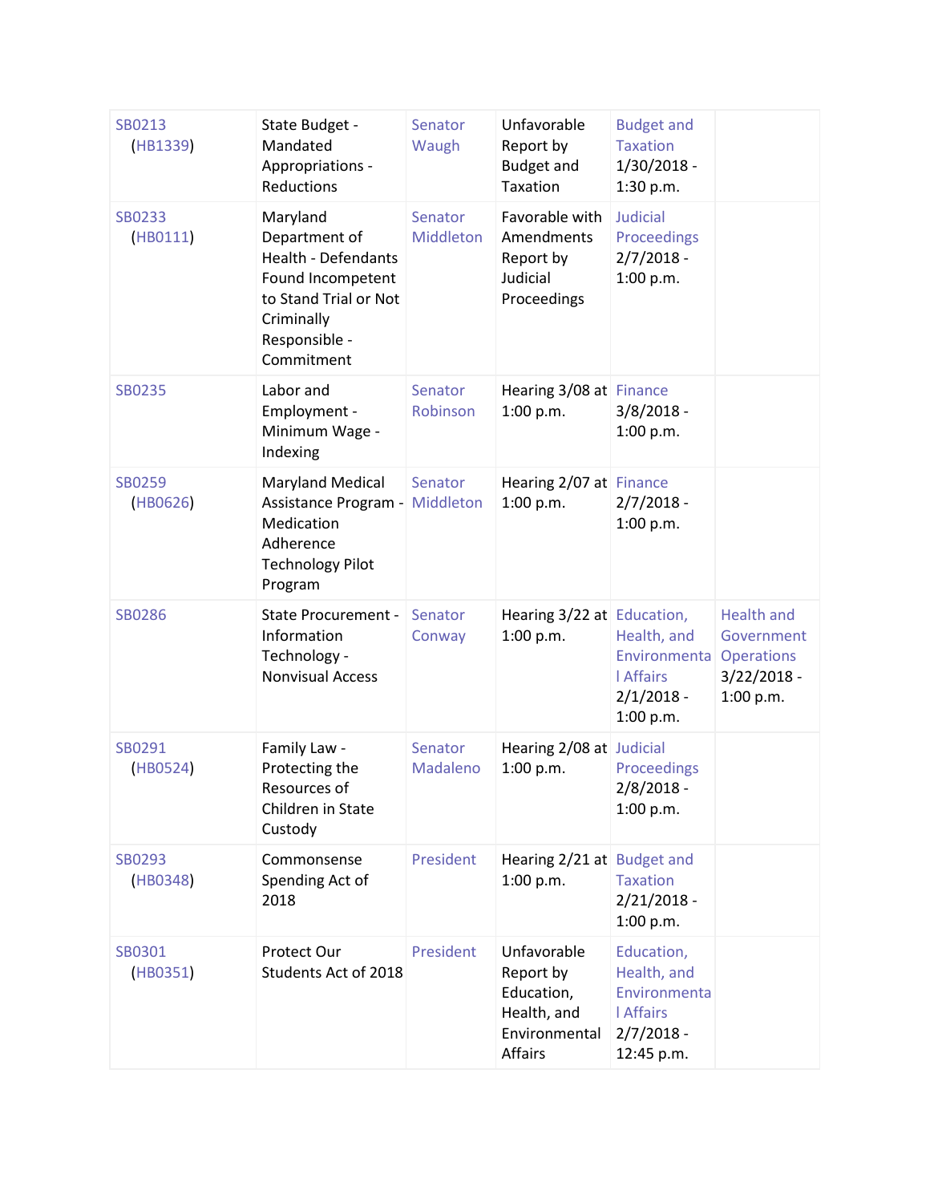| | | | | | |
|---|---|---|---|---|---|
| SB0213 (HB1339) | State Budget - Mandated Appropriations - Reductions | Senator Waugh | Unfavorable Report by Budget and Taxation | Budget and Taxation 1/30/2018 - 1:30 p.m. | |
| SB0233 (HB0111) | Maryland Department of Health - Defendants Found Incompetent to Stand Trial or Not Criminally Responsible - Commitment | Senator Middleton | Favorable with Amendments Report by Judicial Proceedings | Judicial Proceedings 2/7/2018 - 1:00 p.m. | |
| SB0235 | Labor and Employment - Minimum Wage - Indexing | Senator Robinson | Hearing 3/08 at 1:00 p.m. | Finance 3/8/2018 - 1:00 p.m. | |
| SB0259 (HB0626) | Maryland Medical Assistance Program - Medication Adherence Technology Pilot Program | Senator Middleton | Hearing 2/07 at 1:00 p.m. | Finance 2/7/2018 - 1:00 p.m. | |
| SB0286 | State Procurement - Information Technology - Nonvisual Access | Senator Conway | Hearing 3/22 at 1:00 p.m. | Education, Health, and Environmental Affairs 2/1/2018 - 1:00 p.m. | Health and Government Operations 3/22/2018 - 1:00 p.m. |
| SB0291 (HB0524) | Family Law - Protecting the Resources of Children in State Custody | Senator Madaleno | Hearing 2/08 at 1:00 p.m. | Judicial Proceedings 2/8/2018 - 1:00 p.m. | |
| SB0293 (HB0348) | Commonsense Spending Act of 2018 | President | Hearing 2/21 at 1:00 p.m. | Budget and Taxation 2/21/2018 - 1:00 p.m. | |
| SB0301 (HB0351) | Protect Our Students Act of 2018 | President | Unfavorable Report by Education, Health, and Environmental Affairs | Education, Health, and Environmental Affairs 2/7/2018 - 12:45 p.m. | |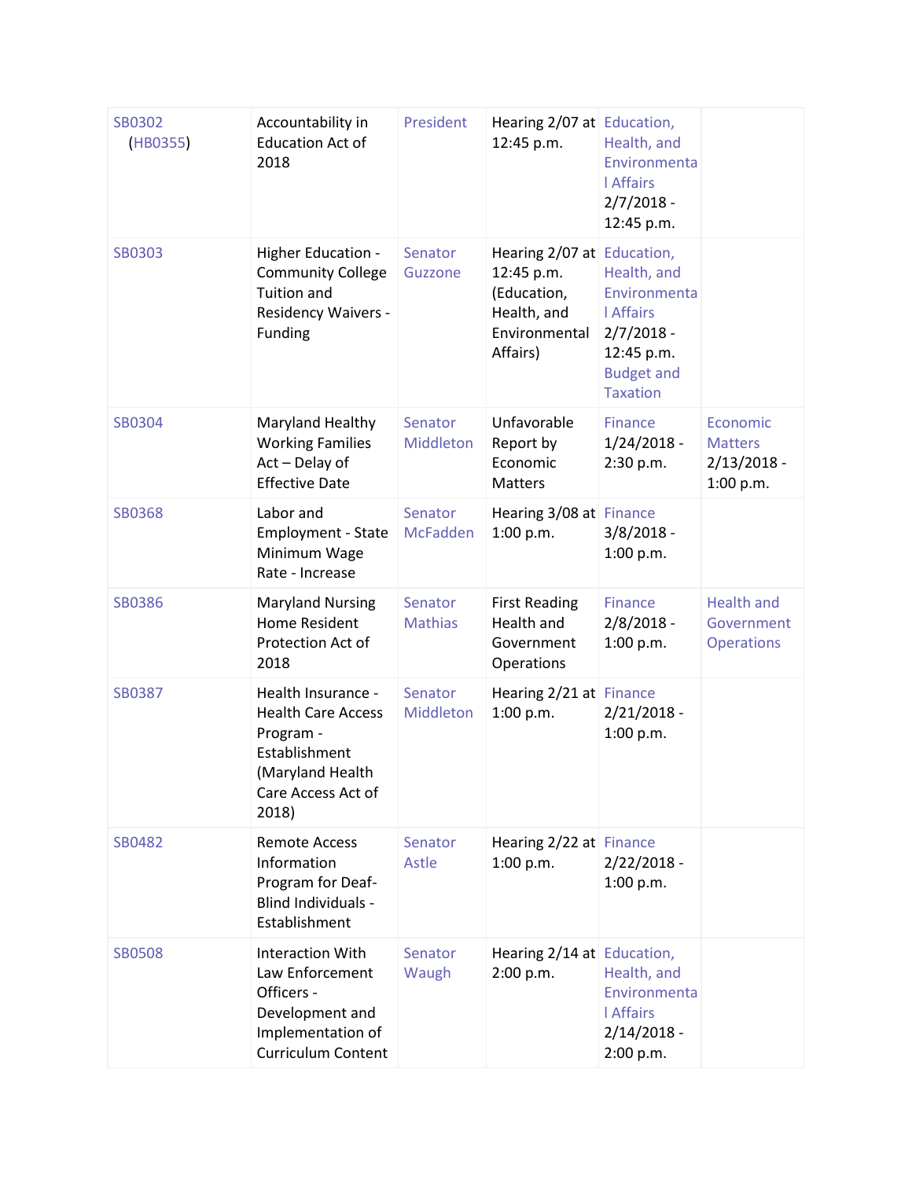| | | | | | |
|---|---|---|---|---|---|
| SB0302 (HB0355) | Accountability in Education Act of 2018 | President | Hearing 2/07 at 12:45 p.m. | Education, Health, and Environmental Affairs 2/7/2018 - 12:45 p.m. | |
| SB0303 | Higher Education - Community College Tuition and Residency Waivers - Funding | Senator Guzzone | Hearing 2/07 at 12:45 p.m. (Education, Health, and Environmental Affairs) | Education, Health, and Environmental Affairs 2/7/2018 - 12:45 p.m. Budget and Taxation | |
| SB0304 | Maryland Healthy Working Families Act – Delay of Effective Date | Senator Middleton | Unfavorable Report by Economic Matters | Finance 1/24/2018 - 2:30 p.m. | Economic Matters 2/13/2018 - 1:00 p.m. |
| SB0368 | Labor and Employment - State Minimum Wage Rate - Increase | Senator McFadden | Hearing 3/08 at 1:00 p.m. | Finance 3/8/2018 - 1:00 p.m. | |
| SB0386 | Maryland Nursing Home Resident Protection Act of 2018 | Senator Mathias | First Reading Health and Government Operations | Finance 2/8/2018 - 1:00 p.m. | Health and Government Operations |
| SB0387 | Health Insurance - Health Care Access Program - Establishment (Maryland Health Care Access Act of 2018) | Senator Middleton | Hearing 2/21 at 1:00 p.m. | Finance 2/21/2018 - 1:00 p.m. | |
| SB0482 | Remote Access Information Program for Deaf-Blind Individuals - Establishment | Senator Astle | Hearing 2/22 at 1:00 p.m. | Finance 2/22/2018 - 1:00 p.m. | |
| SB0508 | Interaction With Law Enforcement Officers - Development and Implementation of Curriculum Content | Senator Waugh | Hearing 2/14 at 2:00 p.m. | Education, Health, and Environmental Affairs 2/14/2018 - 2:00 p.m. | |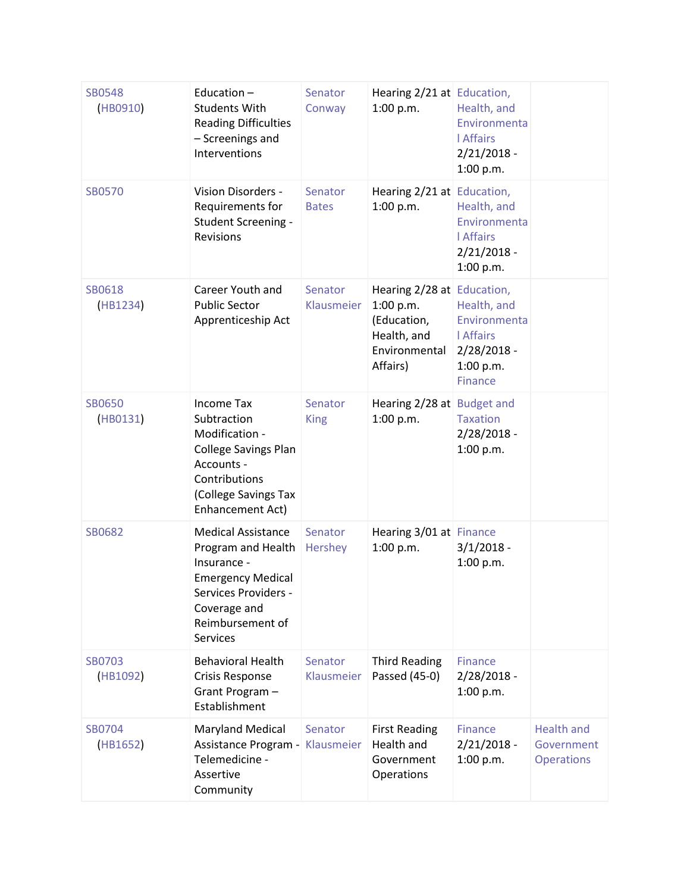| | | | | | |
|---|---|---|---|---|---|
| SB0548 (HB0910) | Education – Students With Reading Difficulties – Screenings and Interventions | Senator Conway | Hearing 2/21 at 1:00 p.m. | Education, Health, and Environmental Affairs 2/21/2018 - 1:00 p.m. | |
| SB0570 | Vision Disorders - Requirements for Student Screening - Revisions | Senator Bates | Hearing 2/21 at 1:00 p.m. | Education, Health, and Environmental Affairs 2/21/2018 - 1:00 p.m. | |
| SB0618 (HB1234) | Career Youth and Public Sector Apprenticeship Act | Senator Klausmeier | Hearing 2/28 at 1:00 p.m. (Education, Health, and Environmental Affairs) | Education, Health, and Environmental Affairs 2/28/2018 - 1:00 p.m. Finance | |
| SB0650 (HB0131) | Income Tax Subtraction Modification - College Savings Plan Accounts - Contributions (College Savings Tax Enhancement Act) | Senator King | Hearing 2/28 at 1:00 p.m. | Budget and Taxation 2/28/2018 - 1:00 p.m. | |
| SB0682 | Medical Assistance Program and Health Insurance - Emergency Medical Services Providers - Coverage and Reimbursement of Services | Senator Hershey | Hearing 3/01 at 1:00 p.m. | Finance 3/1/2018 - 1:00 p.m. | |
| SB0703 (HB1092) | Behavioral Health Crisis Response Grant Program – Establishment | Senator Klausmeier | Third Reading Passed (45-0) | Finance 2/28/2018 - 1:00 p.m. | |
| SB0704 (HB1652) | Maryland Medical Assistance Program - Telemedicine - Assertive Community | Senator Klausmeier | First Reading Health and Government Operations | Finance 2/21/2018 - 1:00 p.m. | Health and Government Operations |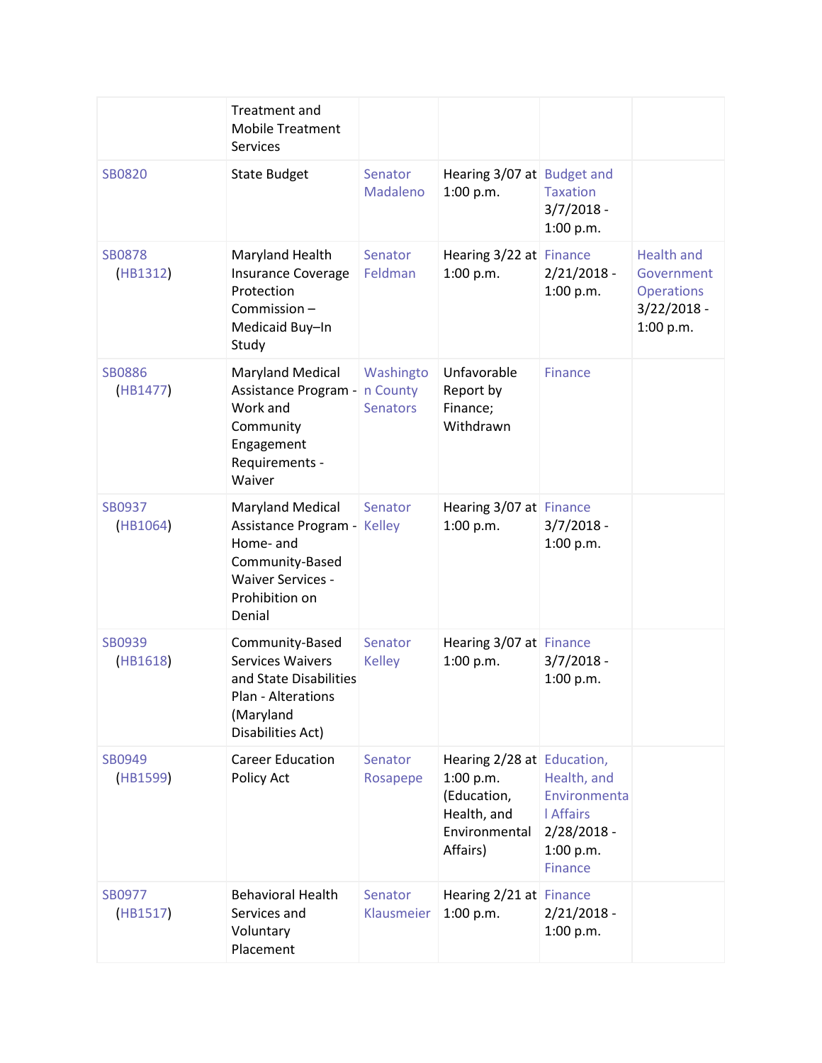| | | | | | |
|---|---|---|---|---|---|
| | Treatment and Mobile Treatment Services | | | | |
| SB0820 | State Budget | Senator Madaleno | Hearing 3/07 at 1:00 p.m. | Budget and Taxation 3/7/2018 - 1:00 p.m. | |
| SB0878 (HB1312) | Maryland Health Insurance Coverage Protection Commission – Medicaid Buy–In Study | Senator Feldman | Hearing 3/22 at 1:00 p.m. | Finance 2/21/2018 - 1:00 p.m. | Health and Government Operations 3/22/2018 - 1:00 p.m. |
| SB0886 (HB1477) | Maryland Medical Assistance Program - Work and Community Engagement Requirements - Waiver | Washington County Senators | Unfavorable Report by Finance; Withdrawn | Finance | |
| SB0937 (HB1064) | Maryland Medical Assistance Program - Home- and Community-Based Waiver Services - Prohibition on Denial | Senator Kelley | Hearing 3/07 at 1:00 p.m. | Finance 3/7/2018 - 1:00 p.m. | |
| SB0939 (HB1618) | Community-Based Services Waivers and State Disabilities Plan - Alterations (Maryland Disabilities Act) | Senator Kelley | Hearing 3/07 at 1:00 p.m. | Finance 3/7/2018 - 1:00 p.m. | |
| SB0949 (HB1599) | Career Education Policy Act | Senator Rosapepe | Hearing 2/28 at 1:00 p.m. (Education, Health, and Environmental Affairs) | Education, Health, and Environmental Affairs 2/28/2018 - 1:00 p.m. Finance | |
| SB0977 (HB1517) | Behavioral Health Services and Voluntary Placement | Senator Klausmeier | Hearing 2/21 at 1:00 p.m. | Finance 2/21/2018 - 1:00 p.m. | |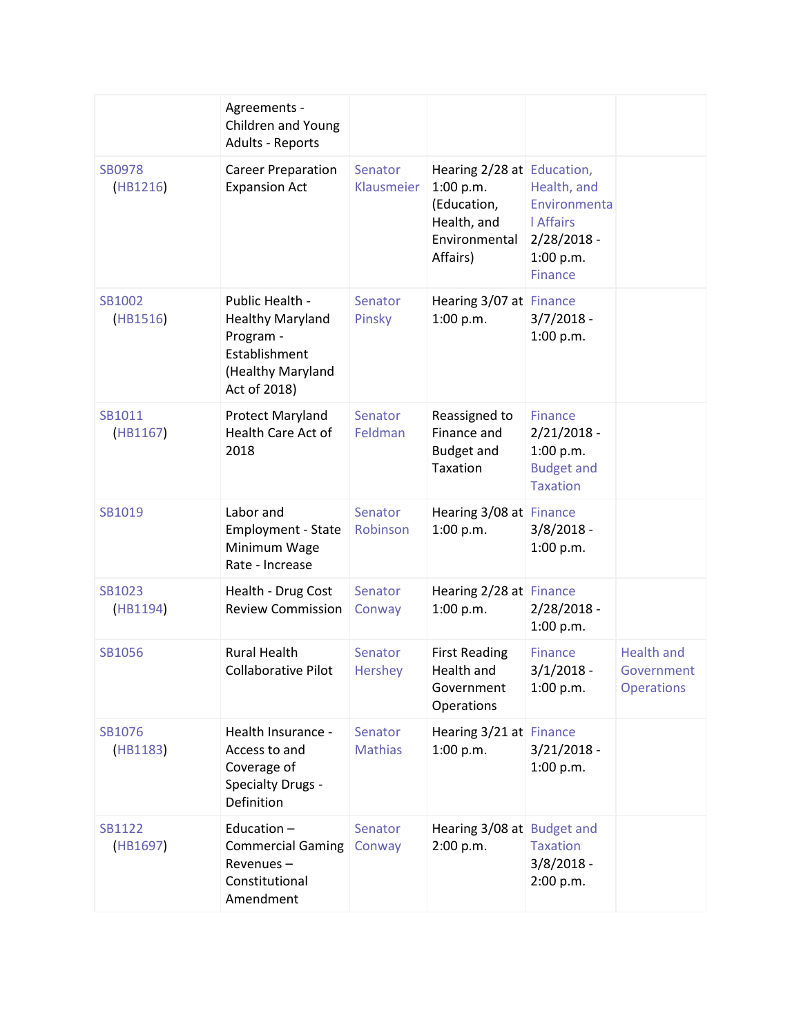| | | | | | |
|---|---|---|---|---|---|
| | Agreements - Children and Young Adults - Reports | | | | |
| SB0978 (HB1216) | Career Preparation Expansion Act | Senator Klausmeier | Hearing 2/28 at 1:00 p.m. (Education, Health, and Environmental Affairs) | Education, Health, and Environmental Affairs 2/28/2018 - 1:00 p.m. Finance | |
| SB1002 (HB1516) | Public Health - Healthy Maryland Program - Establishment (Healthy Maryland Act of 2018) | Senator Pinsky | Hearing 3/07 at 1:00 p.m. | Finance 3/7/2018 - 1:00 p.m. | |
| SB1011 (HB1167) | Protect Maryland Health Care Act of 2018 | Senator Feldman | Reassigned to Finance and Budget and Taxation | Finance 2/21/2018 - 1:00 p.m. Budget and Taxation | |
| SB1019 | Labor and Employment - State Minimum Wage Rate - Increase | Senator Robinson | Hearing 3/08 at 1:00 p.m. | Finance 3/8/2018 - 1:00 p.m. | |
| SB1023 (HB1194) | Health - Drug Cost Review Commission | Senator Conway | Hearing 2/28 at 1:00 p.m. | Finance 2/28/2018 - 1:00 p.m. | |
| SB1056 | Rural Health Collaborative Pilot | Senator Hershey | First Reading Health and Government Operations | Finance 3/1/2018 - 1:00 p.m. | Health and Government Operations |
| SB1076 (HB1183) | Health Insurance - Access to and Coverage of Specialty Drugs - Definition | Senator Mathias | Hearing 3/21 at 1:00 p.m. | Finance 3/21/2018 - 1:00 p.m. | |
| SB1122 (HB1697) | Education – Commercial Gaming Revenues – Constitutional Amendment | Senator Conway | Hearing 3/08 at 2:00 p.m. | Budget and Taxation 3/8/2018 - 2:00 p.m. | |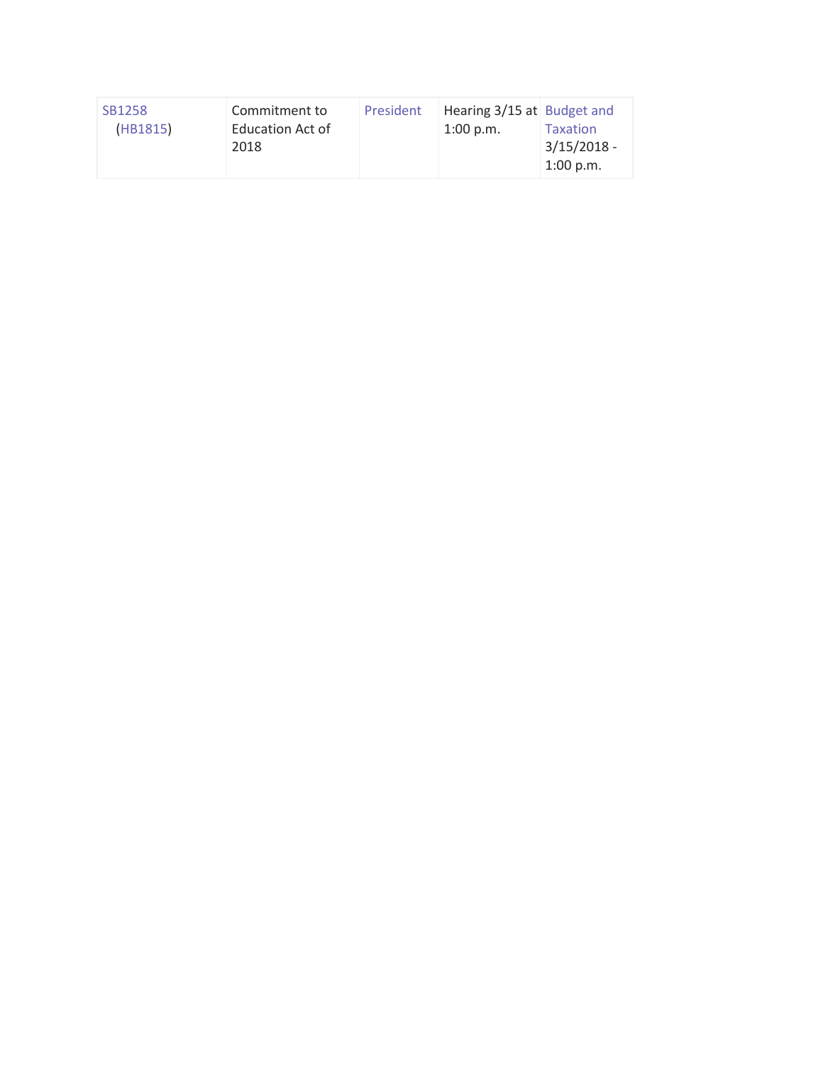| | | | | |
|---|---|---|---|---|
| SB1258 (HB1815) | Commitment to Education Act of 2018 | President | Hearing 3/15 at 1:00 p.m. | Budget and Taxation 3/15/2018 - 1:00 p.m. |